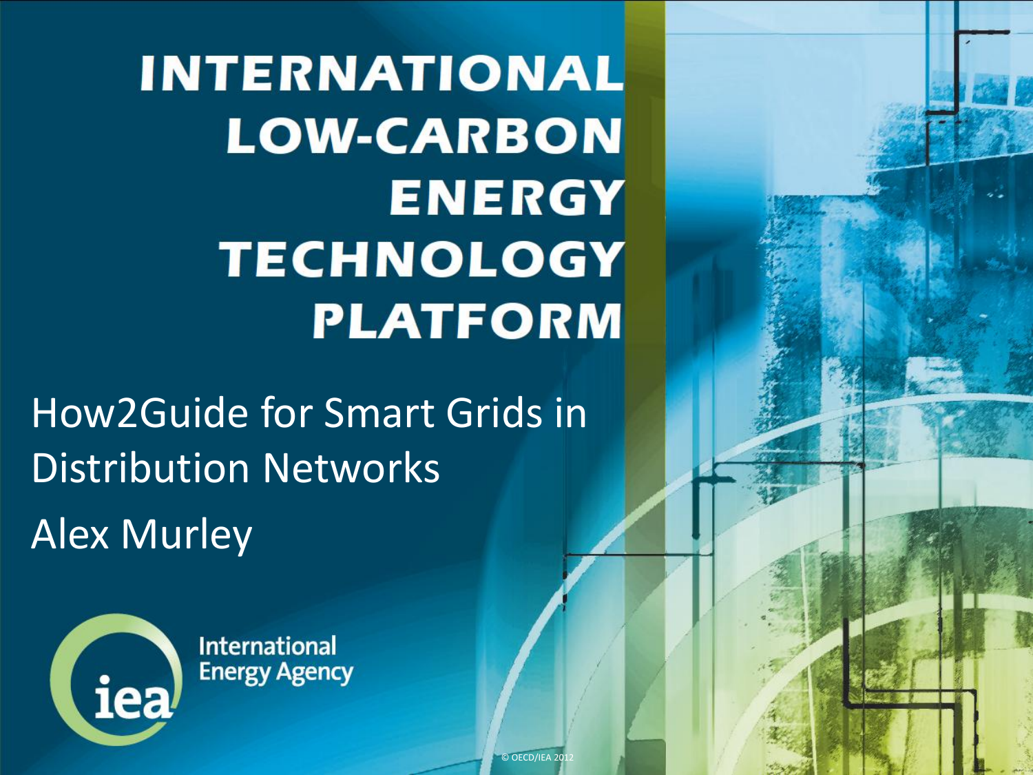# INTERNATIONAL LOW-CARBON ENERGY TECHNOLOGY PLATFORM

How2Guide for Smart Grids in Distribution Networks

Alex Murley

International Energy Agency

© OECD/IEA 2012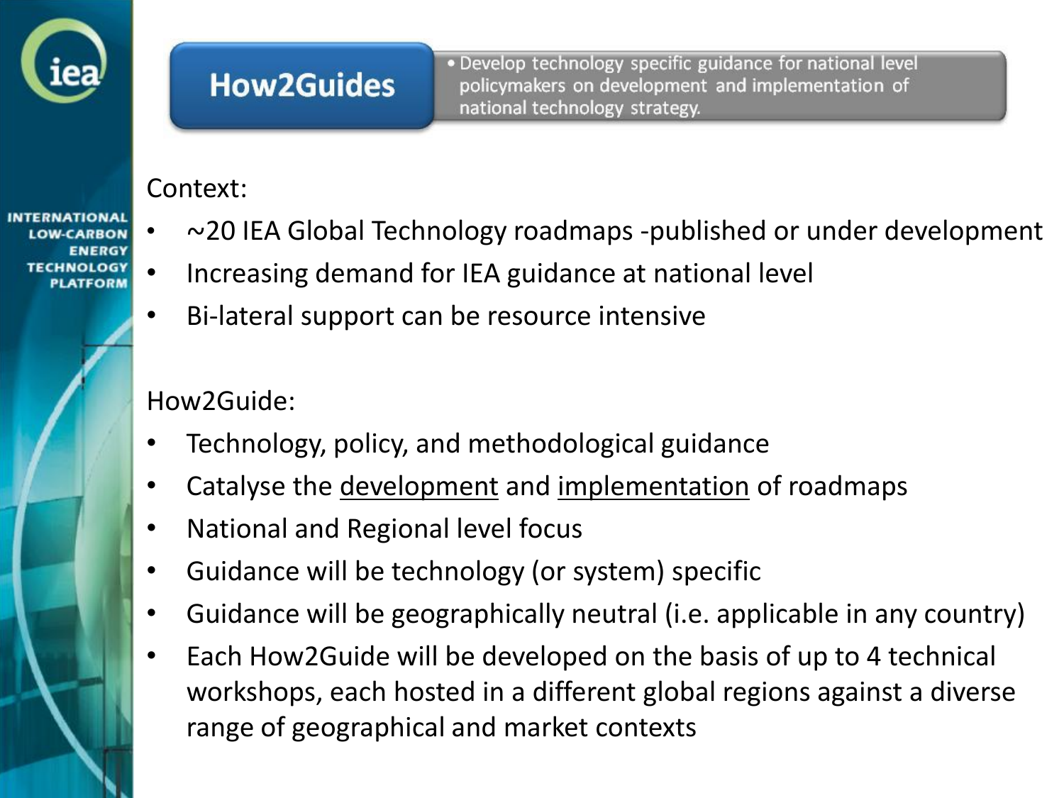# How2Guides

- Develop technology specific guidance for national level policymakers on development and implementation of national technology strategy.

Context:

- ~20 IEA Global Technology roadmaps -published or under development
- Increasing demand for IEA guidance at national level
- Bi-lateral support can be resource intensive

How2Guide:

- Technology, policy, and methodological guidance
- Catalyse the development and implementation of roadmaps
- National and Regional level focus
- Guidance will be technology (or system) specific
- Guidance will be geographically neutral (i.e. applicable in any country)
- Each How2Guide will be developed on the basis of up to 4 technical workshops, each hosted in a different global regions against a diverse range of geographical and market contexts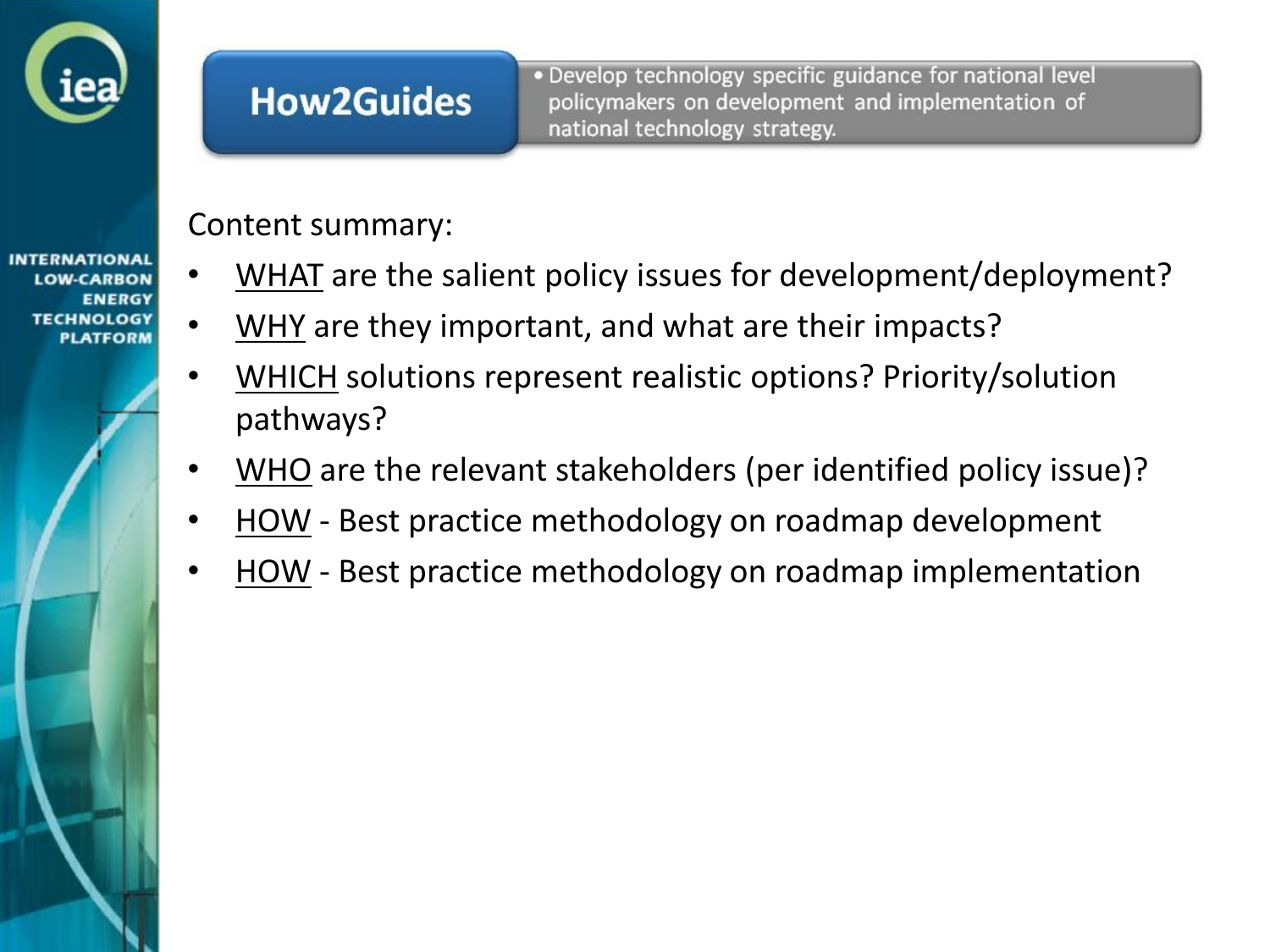## How2Guides

- Develop technology specific guidance for national level policymakers on development and implementation of national technology strategy.

Content summary:

- WHAT are the salient policy issues for development/deployment?
- WHY are they important, and what are their impacts?
- WHICH solutions represent realistic options? Priority/solution pathways?
- WHO are the relevant stakeholders (per identified policy issue)?
- HOW - Best practice methodology on roadmap development
- HOW - Best practice methodology on roadmap implementation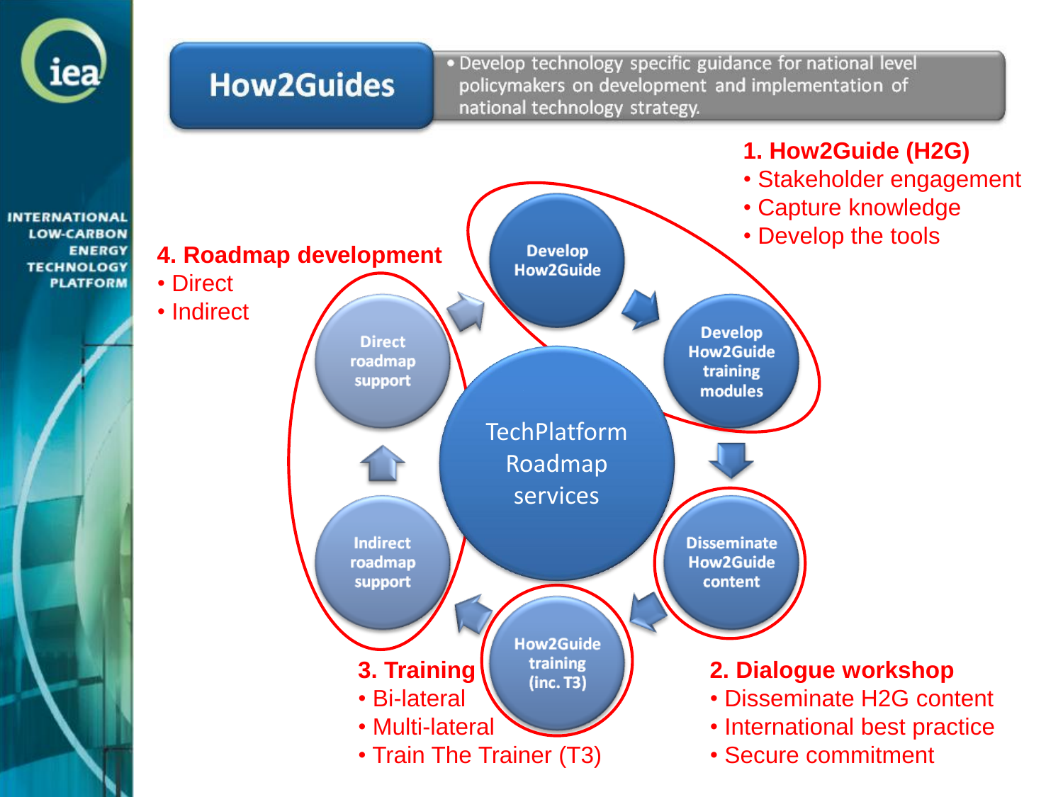## How2Guides

- Develop technology specific guidance for national level policymakers on development and implementation of national technology strategy.

TechPlatform Roadmap services

Develop How2Guide

Develop How2Guide training modules

Disseminate How2Guide content

How2Guide training (inc. T3)

Indirect roadmap support

Direct roadmap support

**1. How2Guide (H2G)**
- Stakeholder engagement
- Capture knowledge
- Develop the tools

**2. Dialogue workshop**
- Disseminate H2G content
- International best practice
- Secure commitment

**3. Training**
- Bi-lateral
- Multi-lateral
- Train The Trainer (T3)

**4. Roadmap development**
- Direct
- Indirect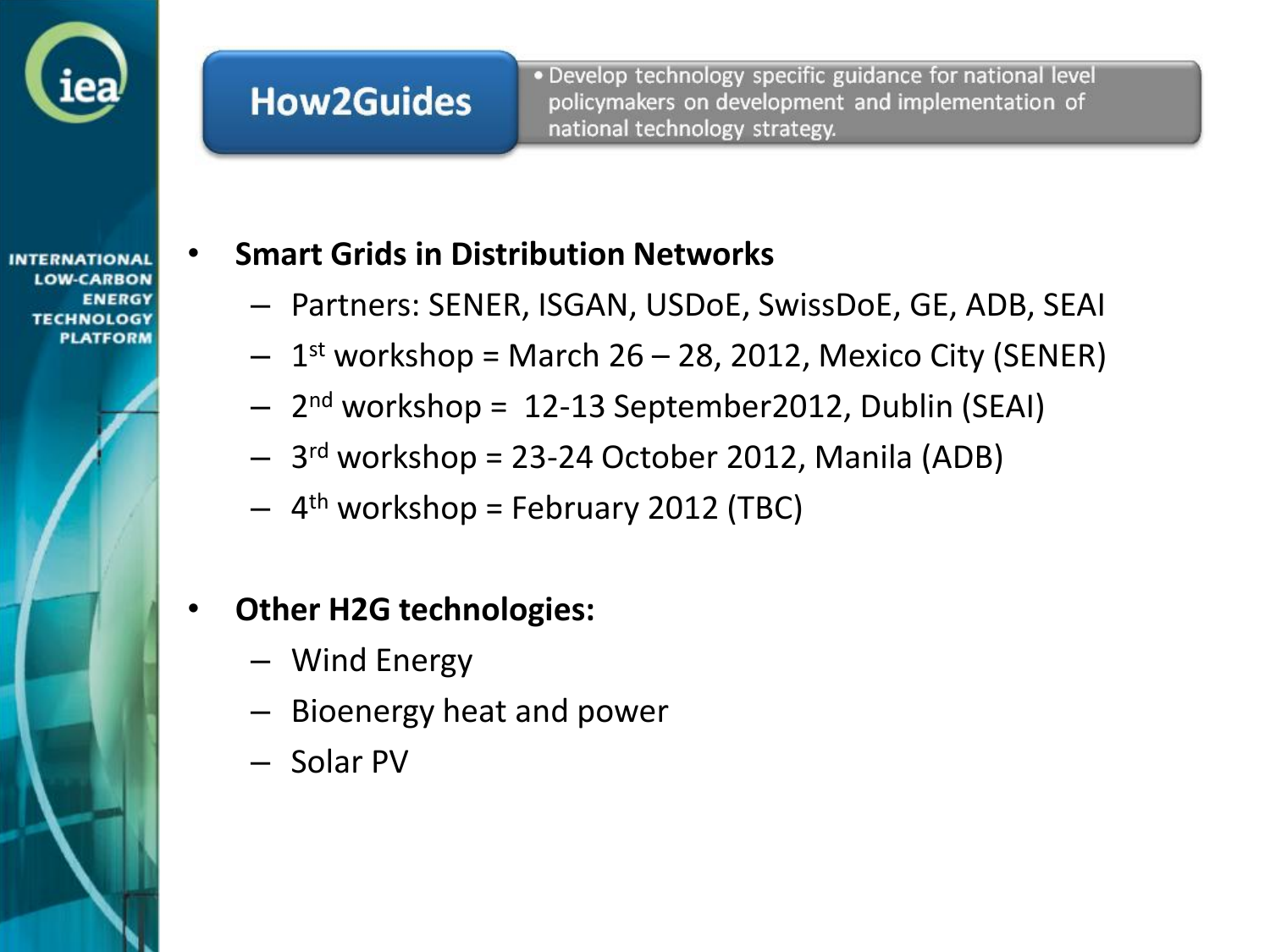INTERNATIONAL LOW-CARBON ENERGY TECHNOLOGY PLATFORM

## How2Guides

- Develop technology specific guidance for national level policymakers on development and implementation of national technology strategy.

- **Smart Grids in Distribution Networks**
  - Partners: SENER, ISGAN, USDoE, SwissDoE, GE, ADB, SEAI
  - 1st workshop = March 26 – 28, 2012, Mexico City (SENER)
  - 2nd workshop = 12-13 September2012, Dublin (SEAI)
  - 3rd workshop = 23-24 October 2012, Manila (ADB)
  - 4th workshop = February 2012 (TBC)

- **Other H2G technologies:**
  - Wind Energy
  - Bioenergy heat and power
  - Solar PV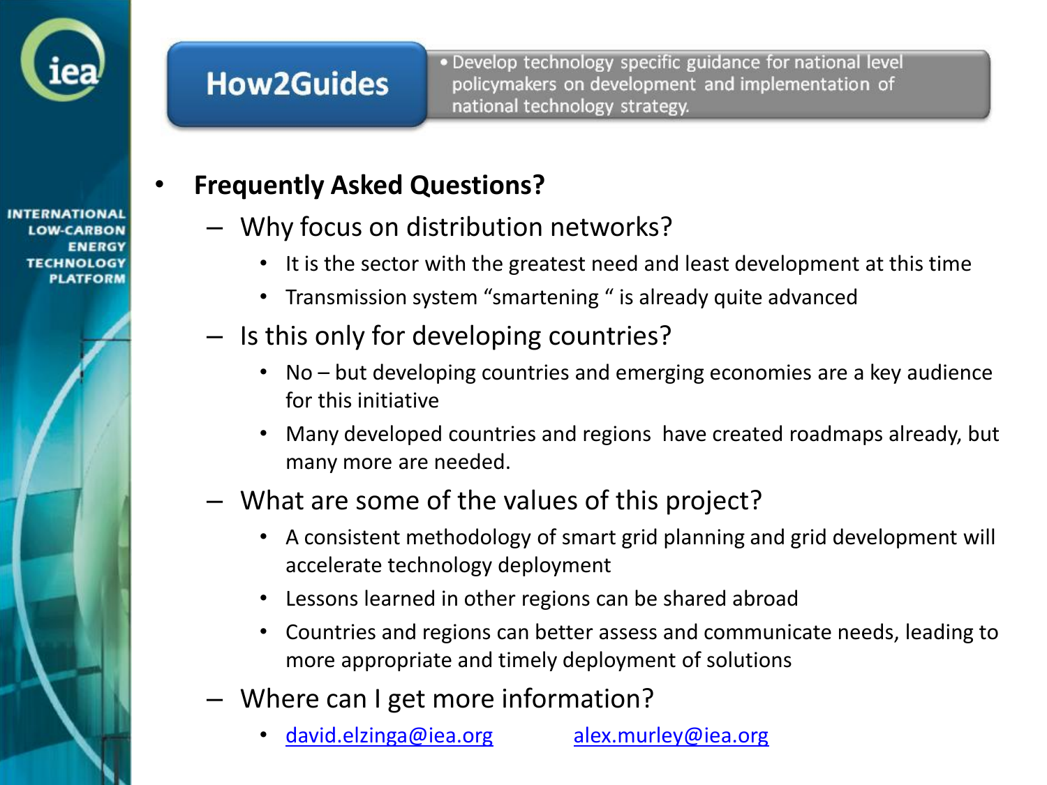INTERNATIONAL LOW-CARBON ENERGY TECHNOLOGY PLATFORM

## How2Guides

- Develop technology specific guidance for national level policymakers on development and implementation of national technology strategy.

- **Frequently Asked Questions?**
  - Why focus on distribution networks?
    - It is the sector with the greatest need and least development at this time
    - Transmission system "smartening " is already quite advanced
  - Is this only for developing countries?
    - No – but developing countries and emerging economies are a key audience for this initiative
    - Many developed countries and regions have created roadmaps already, but many more are needed.
  - What are some of the values of this project?
    - A consistent methodology of smart grid planning and grid development will accelerate technology deployment
    - Lessons learned in other regions can be shared abroad
    - Countries and regions can better assess and communicate needs, leading to more appropriate and timely deployment of solutions
  - Where can I get more information?
    - david.elzinga@iea.org alex.murley@iea.org